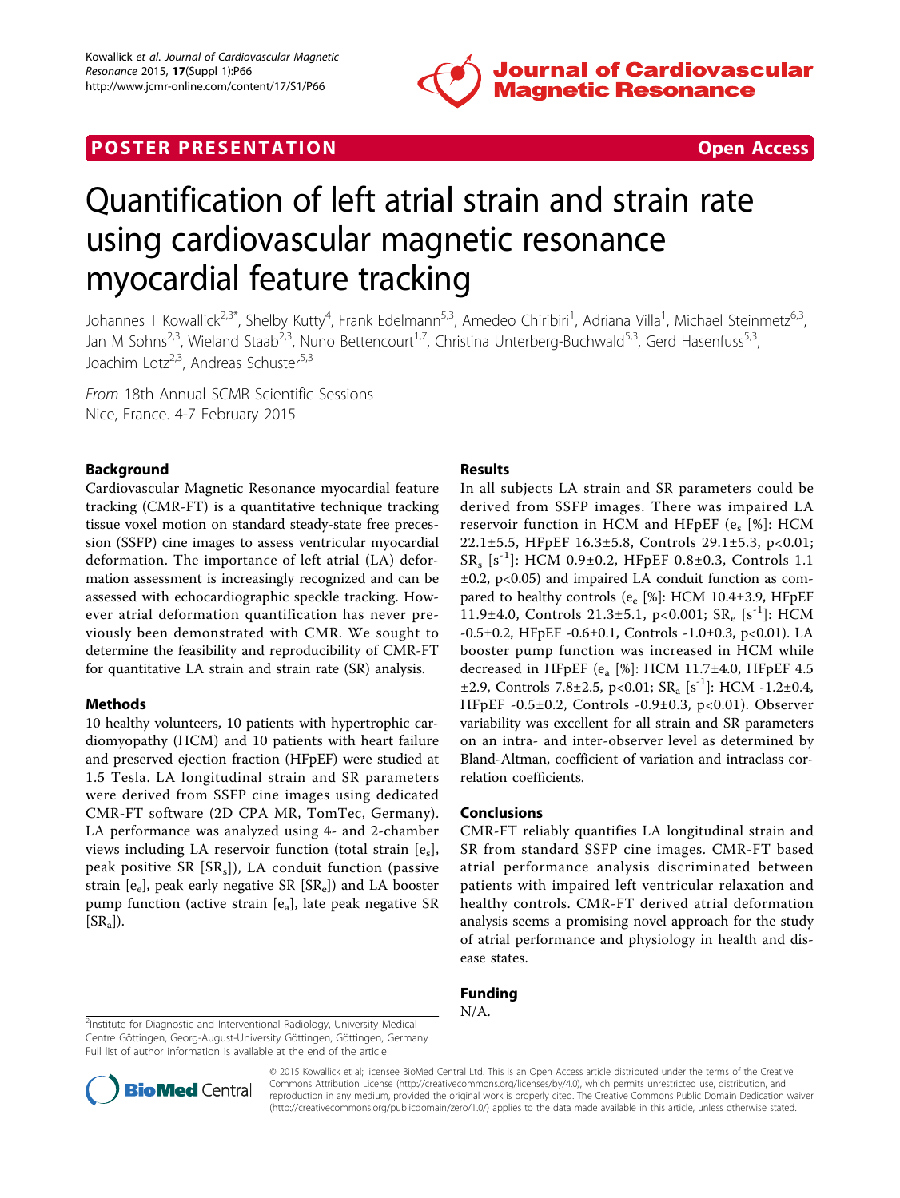POSTER PRESENTATION Open Access

# Quantification of left atrial strain and strain rate using cardiovascular magnetic resonance myocardial feature tracking

Johannes T Kowallick[2,3*], Shelby Kutty[4], Frank Edelmann[5,3], Amedeo Chiribiri[1], Adriana Villa[1], Michael Steinmetz[6,3], Jan M Sohns[2,3], Wieland Staab[2,3], Nuno Bettencourt[1,7], Christina Unterberg-Buchwald[5,3], Gerd Hasenfuss[5,3], Joachim Lotz[2,3], Andreas Schuster[5,3]

*From* 18th Annual SCMR Scientific Sessions
Nice, France. 4-7 February 2015

## Background

Cardiovascular Magnetic Resonance myocardial feature tracking (CMR-FT) is a quantitative technique tracking tissue voxel motion on standard steady-state free precession (SSFP) cine images to assess ventricular myocardial deformation. The importance of left atrial (LA) deformation assessment is increasingly recognized and can be assessed with echocardiographic speckle tracking. However atrial deformation quantification has never previously been demonstrated with CMR. We sought to determine the feasibility and reproducibility of CMR-FT for quantitative LA strain and strain rate (SR) analysis.

## Methods

10 healthy volunteers, 10 patients with hypertrophic cardiomyopathy (HCM) and 10 patients with heart failure and preserved ejection fraction (HFpEF) were studied at 1.5 Tesla. LA longitudinal strain and SR parameters were derived from SSFP cine images using dedicated CMR-FT software (2D CPA MR, TomTec, Germany). LA performance was analyzed using 4- and 2-chamber views including LA reservoir function (total strain [$e_s$], peak positive SR [$SR_s$]), LA conduit function (passive strain [$e_e$], peak early negative SR [$SR_e$]) and LA booster pump function (active strain [$e_a$], late peak negative SR [$SR_a$]).

## Results

In all subjects LA strain and SR parameters could be derived from SSFP images. There was impaired LA reservoir function in HCM and HFpEF ($e_s$ [%]: HCM 22.1±5.5, HFpEF 16.3±5.8, Controls 29.1±5.3, $p<0.01$; $SR_s$ [$s^{-1}$]: HCM 0.9±0.2, HFpEF 0.8±0.3, Controls 1.1 ±0.2, $p<0.05$) and impaired LA conduit function as compared to healthy controls ($e_e$ [%]: HCM 10.4±3.9, HFpEF 11.9±4.0, Controls 21.3±5.1, $p<0.001$; $SR_e$ [$s^{-1}$]: HCM -0.5±0.2, HFpEF -0.6±0.1, Controls -1.0±0.3, $p<0.01$). LA booster pump function was increased in HCM while decreased in HFpEF ($e_a$ [%]: HCM 11.7±4.0, HFpEF 4.5 ±2.9, Controls 7.8±2.5, $p<0.01$; $SR_a$ [$s^{-1}$]: HCM -1.2±0.4, HFpEF -0.5±0.2, Controls -0.9±0.3, $p<0.01$). Observer variability was excellent for all strain and SR parameters on an intra- and inter-observer level as determined by Bland-Altman, coefficient of variation and intraclass correlation coefficients.

## Conclusions

CMR-FT reliably quantifies LA longitudinal strain and SR from standard SSFP cine images. CMR-FT based atrial performance analysis discriminated between patients with impaired left ventricular relaxation and healthy controls. CMR-FT derived atrial deformation analysis seems a promising novel approach for the study of atrial performance and physiology in health and disease states.

## Funding

N/A.

[2]Institute for Diagnostic and Interventional Radiology, University Medical Centre Göttingen, Georg-August-University Göttingen, Göttingen, Germany
Full list of author information is available at the end of the article

© 2015 Kowallick et al; licensee BioMed Central Ltd. This is an Open Access article distributed under the terms of the Creative Commons Attribution License (http://creativecommons.org/licenses/by/4.0), which permits unrestricted use, distribution, and reproduction in any medium, provided the original work is properly cited. The Creative Commons Public Domain Dedication waiver (http://creativecommons.org/publicdomain/zero/1.0/) applies to the data made available in this article, unless otherwise stated.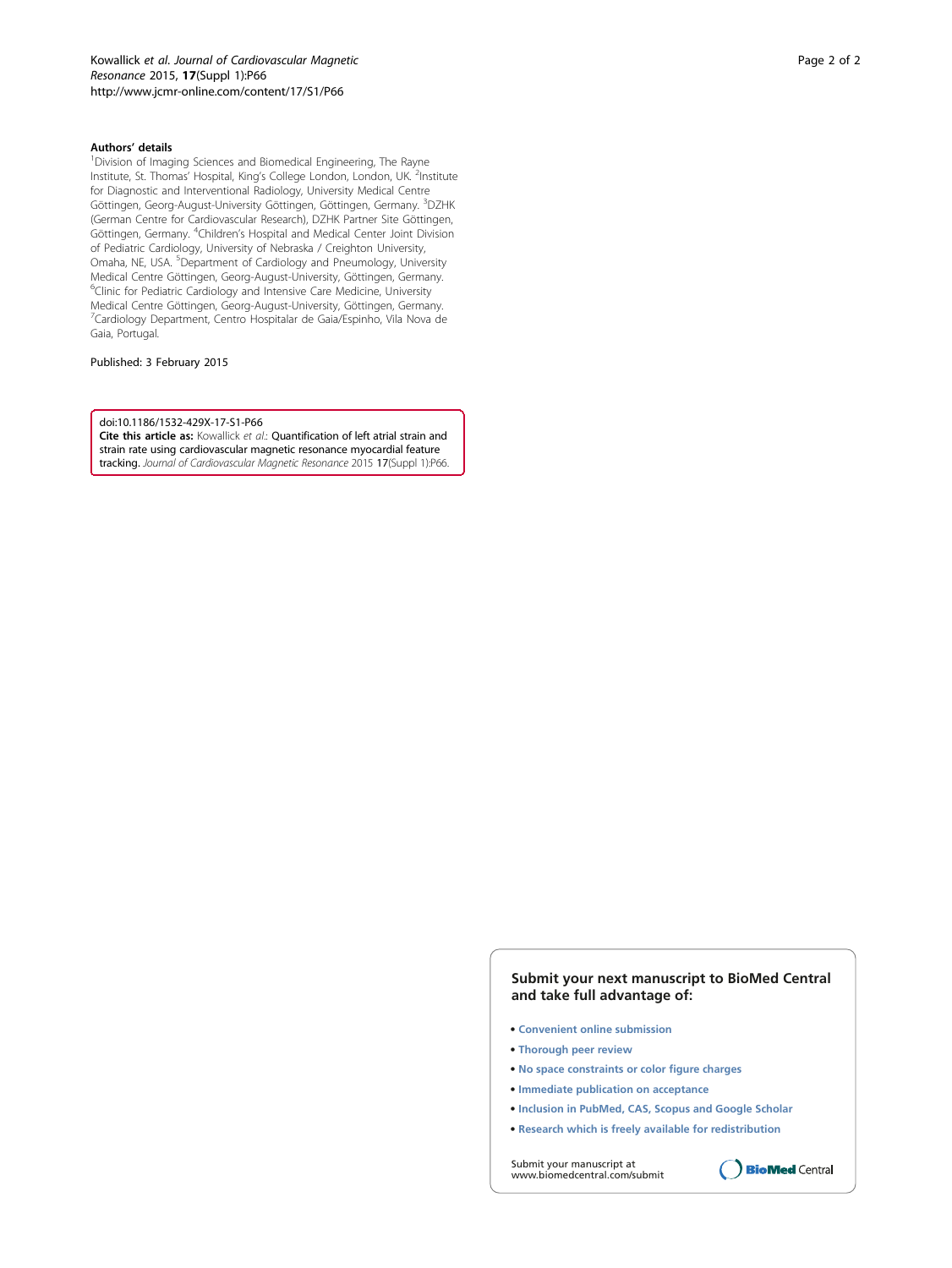### Authors' details

[1]Division of Imaging Sciences and Biomedical Engineering, The Rayne Institute, St. Thomas' Hospital, King's College London, London, UK. [2]Institute for Diagnostic and Interventional Radiology, University Medical Centre Göttingen, Georg-August-University Göttingen, Göttingen, Germany. [3]DZHK (German Centre for Cardiovascular Research), DZHK Partner Site Göttingen, Göttingen, Germany. [4]Children's Hospital and Medical Center Joint Division of Pediatric Cardiology, University of Nebraska / Creighton University, Omaha, NE, USA. [5]Department of Cardiology and Pneumology, University Medical Centre Göttingen, Georg-August-University, Göttingen, Germany. [6]Clinic for Pediatric Cardiology and Intensive Care Medicine, University Medical Centre Göttingen, Georg-August-University, Göttingen, Germany. [7]Cardiology Department, Centro Hospitalar de Gaia/Espinho, Vila Nova de Gaia, Portugal.

Published: 3 February 2015

doi:10.1186/1532-429X-17-S1-P66
**Cite this article as:** Kowallick *et al.*: Quantification of left atrial strain and strain rate using cardiovascular magnetic resonance myocardial feature tracking. *Journal of Cardiovascular Magnetic Resonance* 2015 **17**(Suppl 1):P66.

**Submit your next manuscript to BioMed Central and take full advantage of:**

- Convenient online submission
- Thorough peer review
- No space constraints or color figure charges
- Immediate publication on acceptance
- Inclusion in PubMed, CAS, Scopus and Google Scholar
- Research which is freely available for redistribution

Submit your manuscript at
www.biomedcentral.com/submit

BioMed Central